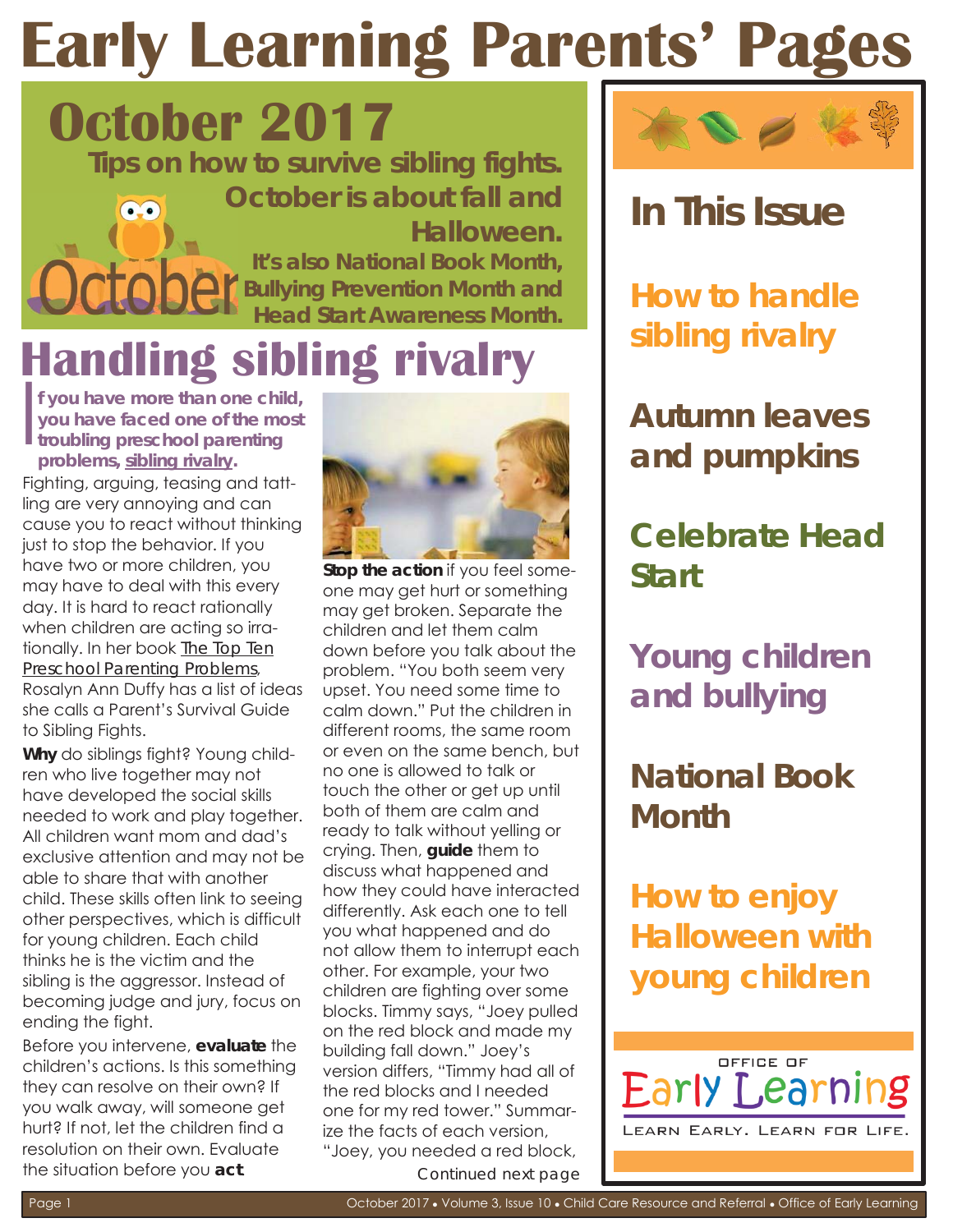# Early Learning Parents' Pages

## October 2017

**Tips on how to survive sibling fights.**

**October is about fall and Halloween.**

**It's also National Book Month, Bullying Prevention Month and Head Start Awareness Month.**

## In This Issue

- How to handle sibling rivalry
- Autumn leaves and pumpkins
- Celebrate Head Start
- Young children and bullying
- National Book Month
- How to enjoy Halloween with young children

# Handling sibling rivalry

**If you have more than one child, you have faced one of the most troubling preschool parenting problems, sibling rivalry.**

Fighting, arguing, teasing and tattling are very annoying and can cause you to react without thinking just to stop the behavior. If you have two or more children, you may have to deal with this every day. It is hard to react rationally when children are acting so irrationally. In her book The Top Ten Preschool Parenting Problems, Rosalyn Ann Duffy has a list of ideas she calls a Parent's Survival Guide to Sibling Fights.

**Why** do siblings fight? Young children who live together may not have developed the social skills needed to work and play together. All children want mom and dad's exclusive attention and may not be able to share that with another child. These skills often link to seeing other perspectives, which is difficult for young children. Each child thinks he is the victim and the sibling is the aggressor. Instead of becoming judge and jury, focus on ending the fight.

Before you intervene, **evaluate** the children's actions. Is this something they can resolve on their own? If you walk away, will someone get hurt? If not, let the children find a resolution on their own. Evaluate the situation before you **act**.

**Stop the action** if you feel someone may get hurt or something may get broken. Separate the children and let them calm down before you talk about the problem. "You both seem very upset. You need some time to calm down." Put the children in different rooms, the same room or even on the same bench, but no one is allowed to talk or touch the other or get up until both of them are calm and ready to talk without yelling or crying. Then, **guide** them to discuss what happened and how they could have interacted differently. Ask each one to tell you what happened and do not allow them to interrupt each other. For example, your two children are fighting over some blocks. Timmy says, "Joey pulled on the red block and made my building fall down." Joey's version differs, "Timmy had all of the red blocks and I needed one for my red tower." Summarize the facts of each version, "Joey, you needed a red block,

Continued next page

OFFICE OF Early Learning — LEARN EARLY. LEARN FOR LIFE.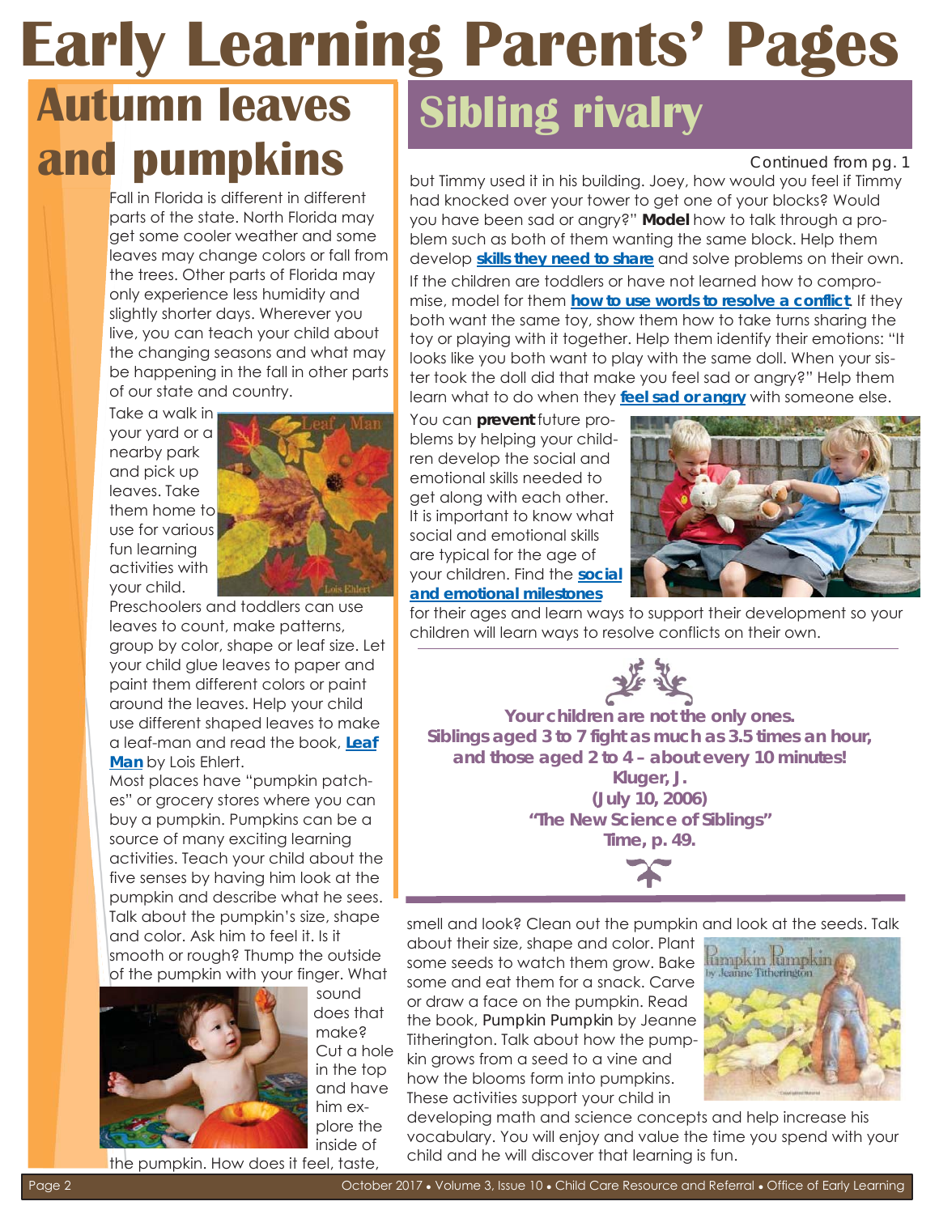# Early Learning Parents' Pages

## Autumn leaves and pumpkins

Fall in Florida is different in different parts of the state. North Florida may get some cooler weather and some leaves may change colors or fall from the trees. Other parts of Florida may only experience less humidity and slightly shorter days. Wherever you live, you can teach your child about the changing seasons and what may be happening in the fall in other parts of our state and country.

Take a walk in your yard or a nearby park and pick up leaves. Take them home to use for various fun learning activities with your child.

Preschoolers and toddlers can use leaves to count, make patterns, group by color, shape or leaf size. Let your child glue leaves to paper and paint them different colors or paint around the leaves. Help your child use different shaped leaves to make a leaf-man and read the book, **[Leaf Man]** by Lois Ehlert.

Most places have "pumpkin patches" or grocery stores where you can buy a pumpkin. Pumpkins can be a source of many exciting learning activities. Teach your child about the five senses by having him look at the pumpkin and describe what he sees. Talk about the pumpkin's size, shape and color. Ask him to feel it. Is it smooth or rough? Thump the outside of the pumpkin with your finger. What sound does that make? Cut a hole in the top and have him explore the inside of the pumpkin. How does it feel, taste, smell and look? Clean out the pumpkin and look at the seeds. Talk about their size, shape and color. Plant some seeds to watch them grow. Bake some and eat them for a snack. Carve or draw a face on the pumpkin. Read the book, Pumpkin Pumpkin by Jeanne Titherington. Talk about how the pumpkin grows from a seed to a vine and how the blooms form into pumpkins. These activities support your child in developing math and science concepts and help increase his vocabulary. You will enjoy and value the time you spend with your child and he will discover that learning is fun.

## Sibling rivalry

*Continued from pg. 1*

but Timmy used it in his building. Joey, how would you feel if Timmy had knocked over your tower to get one of your blocks? Would you have been sad or angry?" **Model** how to talk through a problem such as both of them wanting the same block. Help them develop **skills they need to share** and solve problems on their own.

If the children are toddlers or have not learned how to compromise, model for them **how to use words to resolve a conflict**. If they both want the same toy, show them how to take turns sharing the toy or playing with it together. Help them identify their emotions: "It looks like you both want to play with the same doll. When your sister took the doll did that make you feel sad or angry?" Help them learn what to do when they **feel sad or angry** with someone else.

You can **prevent** future problems by helping your children develop the social and emotional skills needed to get along with each other. It is important to know what social and emotional skills are typical for the age of your children. Find the **social and emotional milestones** for their ages and learn ways to support their development so your children will learn ways to resolve conflicts on their own.

**Your children are not the only ones.**
**Siblings aged 3 to 7 fight as much as 3.5 times an hour, and those aged 2 to 4 – about every 10 minutes!**
**Kluger, J.**
**(July 10, 2006)**
**"The New Science of Siblings"**
**Time, p. 49.**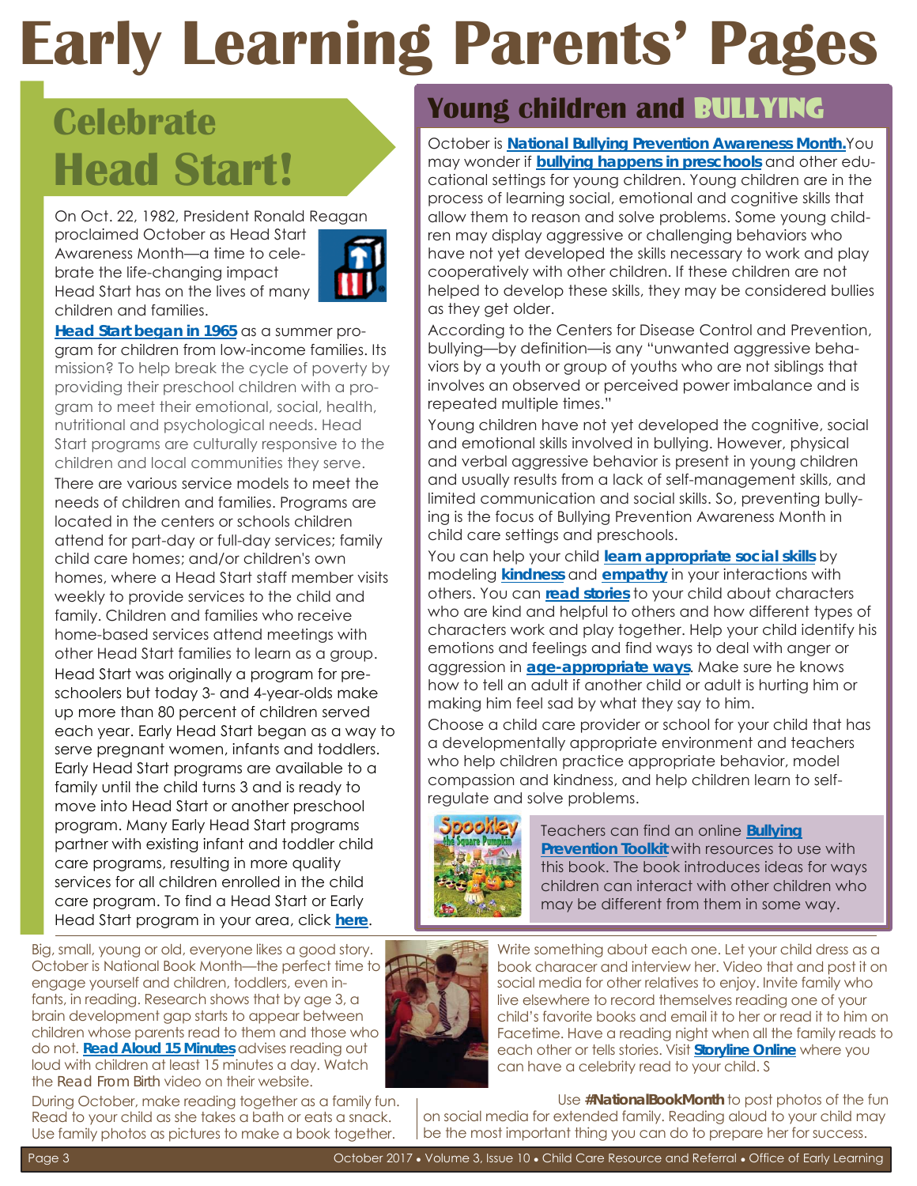# Early Learning Parents' Pages

## Celebrate Head Start!

On Oct. 22, 1982, President Ronald Reagan proclaimed October as Head Start Awareness Month—a time to celebrate the life-changing impact Head Start has on the lives of many children and families.

**Head Start began in 1965** as a summer program for children from low-income families. Its mission? To help break the cycle of poverty by providing their preschool children with a program to meet their emotional, social, health, nutritional and psychological needs. Head Start programs are culturally responsive to the children and local communities they serve.

There are various service models to meet the needs of children and families. Programs are located in the centers or schools children attend for part-day or full-day services; family child care homes; and/or children's own homes, where a Head Start staff member visits weekly to provide services to the child and family. Children and families who receive home-based services attend meetings with other Head Start families to learn as a group.

Head Start was originally a program for preschoolers but today 3- and 4-year-olds make up more than 80 percent of children served each year. Early Head Start began as a way to serve pregnant women, infants and toddlers. Early Head Start programs are available to a family until the child turns 3 and is ready to move into Head Start or another preschool program. Many Early Head Start programs partner with existing infant and toddler child care programs, resulting in more quality services for all children enrolled in the child care program. To find a Head Start or Early Head Start program in your area, click **here**.

## Young children and BULLYING

October is **National Bullying Prevention Awareness Month.** You may wonder if **bullying happens in preschools** and other educational settings for young children. Young children are in the process of learning social, emotional and cognitive skills that allow them to reason and solve problems. Some young children may display aggressive or challenging behaviors who have not yet developed the skills necessary to work and play cooperatively with other children. If these children are not helped to develop these skills, they may be considered bullies as they get older.

According to the Centers for Disease Control and Prevention, bullying—by definition—is any "unwanted aggressive behaviors by a youth or group of youths who are not siblings that involves an observed or perceived power imbalance and is repeated multiple times."

Young children have not yet developed the cognitive, social and emotional skills involved in bullying. However, physical and verbal aggressive behavior is present in young children and usually results from a lack of self-management skills, and limited communication and social skills. So, preventing bullying is the focus of Bullying Prevention Awareness Month in child care settings and preschools.

You can help your child **learn appropriate social skills** by modeling **kindness** and **empathy** in your interactions with others. You can **read stories** to your child about characters who are kind and helpful to others and how different types of characters work and play together. Help your child identify his emotions and feelings and find ways to deal with anger or aggression in **age-appropriate ways**. Make sure he knows how to tell an adult if another child or adult is hurting him or making him feel sad by what they say to him.

Choose a child care provider or school for your child that has a developmentally appropriate environment and teachers who help children practice appropriate behavior, model compassion and kindness, and help children learn to self-regulate and solve problems.

Teachers can find an online **Bullying Prevention Toolkit** with resources to use with this book. The book introduces ideas for ways children can interact with other children who may be different from them in some way.

Big, small, young or old, everyone likes a good story. October is National Book Month—the perfect time to engage yourself and children, toddlers, even infants, in reading. Research shows that by age 3, a brain development gap starts to appear between children whose parents read to them and those who do not. **Read Aloud 15 Minutes** advises reading out loud with children at least 15 minutes a day. Watch the Read From Birth video on their website.

During October, make reading together as a family fun. Read to your child as she takes a bath or eats a snack. Use family photos as pictures to make a book together. Write something about each one. Let your child dress as a book characer and interview her. Video that and post it on social media for other relatives to enjoy. Invite family who live elsewhere to record themselves reading one of your child's favorite books and email it to her or read it to him on Facetime. Have a reading night when all the family reads to each other or tells stories. Visit **Storyline Online** where you can have a celebrity read to your child. S

Use **#NationalBookMonth** to post photos of the fun on social media for extended family. Reading aloud to your child may be the most important thing you can do to prepare her for success.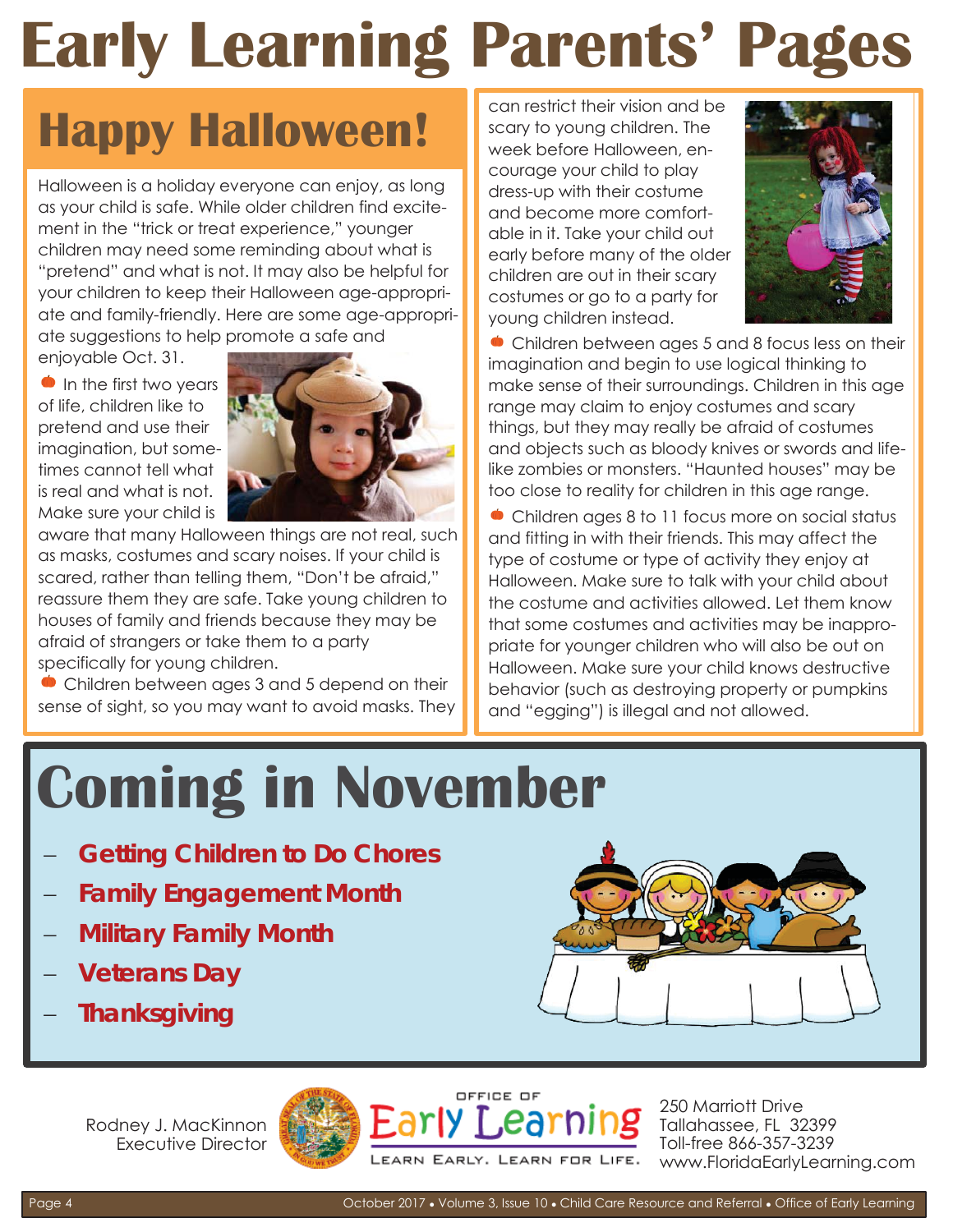# Early Learning Parents' Pages

## Happy Halloween!

Halloween is a holiday everyone can enjoy, as long as your child is safe. While older children find excitement in the "trick or treat experience," younger children may need some reminding about what is "pretend" and what is not. It may also be helpful for your children to keep their Halloween age-appropriate and family-friendly. Here are some age-appropriate suggestions to help promote a safe and enjoyable Oct. 31.

- In the first two years of life, children like to pretend and use their imagination, but sometimes cannot tell what is real and what is not. Make sure your child is aware that many Halloween things are not real, such as masks, costumes and scary noises. If your child is scared, rather than telling them, "Don't be afraid," reassure them they are safe. Take young children to houses of family and friends because they may be afraid of strangers or take them to a party specifically for young children.
- Children between ages 3 and 5 depend on their sense of sight, so you may want to avoid masks. They can restrict their vision and be scary to young children. The week before Halloween, encourage your child to play dress-up with their costume and become more comfortable in it. Take your child out early before many of the older children are out in their scary costumes or go to a party for young children instead.
- Children between ages 5 and 8 focus less on their imagination and begin to use logical thinking to make sense of their surroundings. Children in this age range may claim to enjoy costumes and scary things, but they may really be afraid of costumes and objects such as bloody knives or swords and life-like zombies or monsters. "Haunted houses" may be too close to reality for children in this age range.
- Children ages 8 to 11 focus more on social status and fitting in with their friends. This may affect the type of costume or type of activity they enjoy at Halloween. Make sure to talk with your child about the costume and activities allowed. Let them know that some costumes and activities may be inappropriate for younger children who will also be out on Halloween. Make sure your child knows destructive behavior (such as destroying property or pumpkins and "egging") is illegal and not allowed.

## Coming in November

- **Getting Children to Do Chores**
- **Family Engagement Month**
- **Military Family Month**
- **Veterans Day**
- **Thanksgiving**

Rodney J. MacKinnon
Executive Director

Office of Early Learning
Learn Early. Learn for Life.

250 Marriott Drive
Tallahassee, FL 32399
Toll-free 866-357-3239
www.FloridaEarlyLearning.com